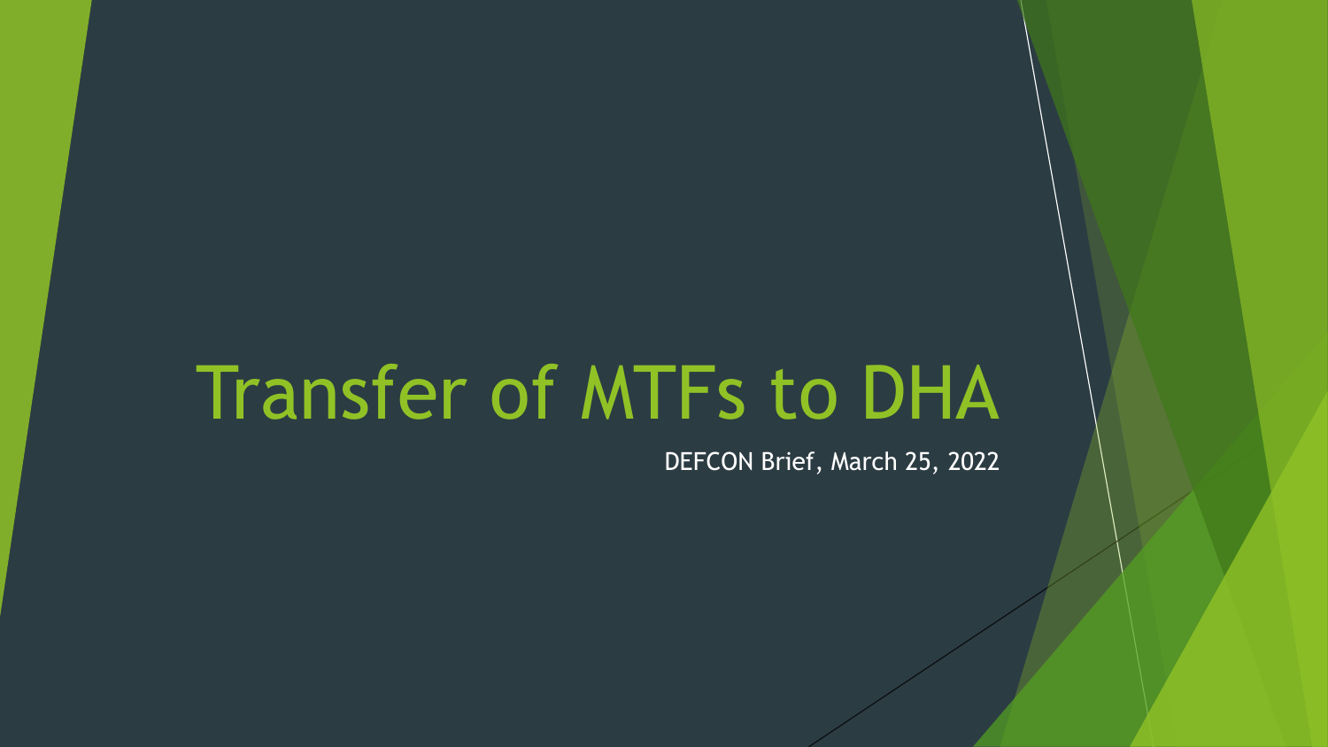# Transfer of MTFs to DHA

DEFCON Brief, March 25, 2022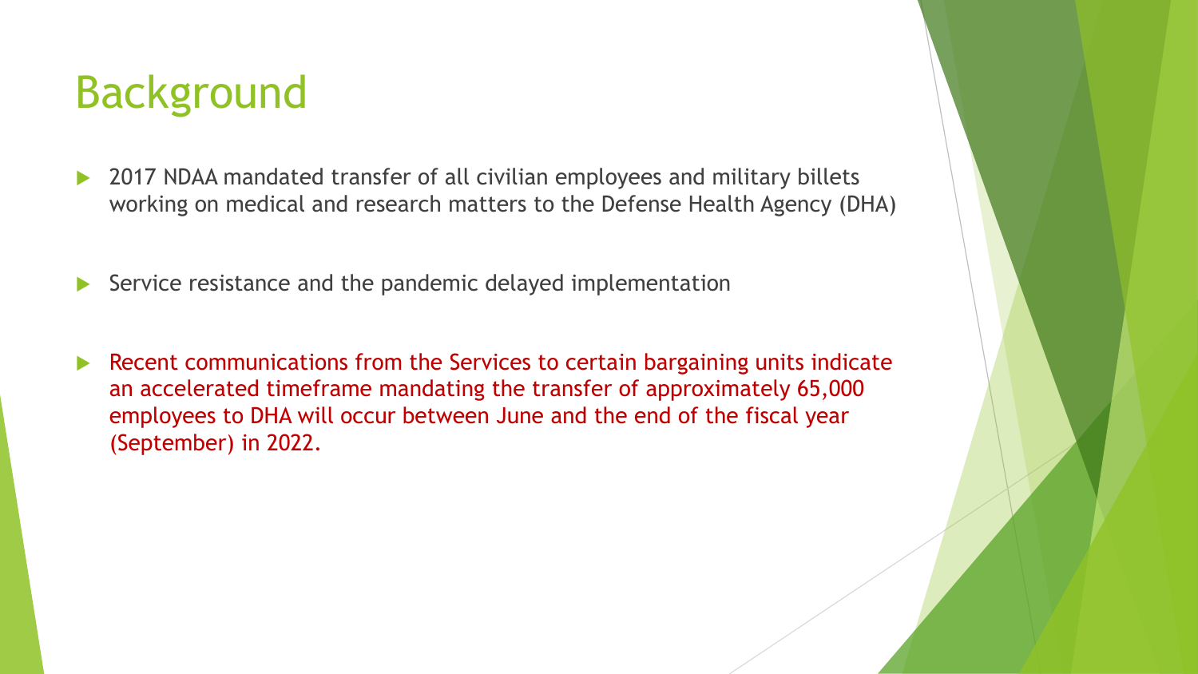# Background

- 2017 NDAA mandated transfer of all civilian employees and military billets working on medical and research matters to the Defense Health Agency (DHA)
- Service resistance and the pandemic delayed implementation
- Recent communications from the Services to certain bargaining units indicate an accelerated timeframe mandating the transfer of approximately 65,000 employees to DHA will occur between June and the end of the fiscal year (September) in 2022.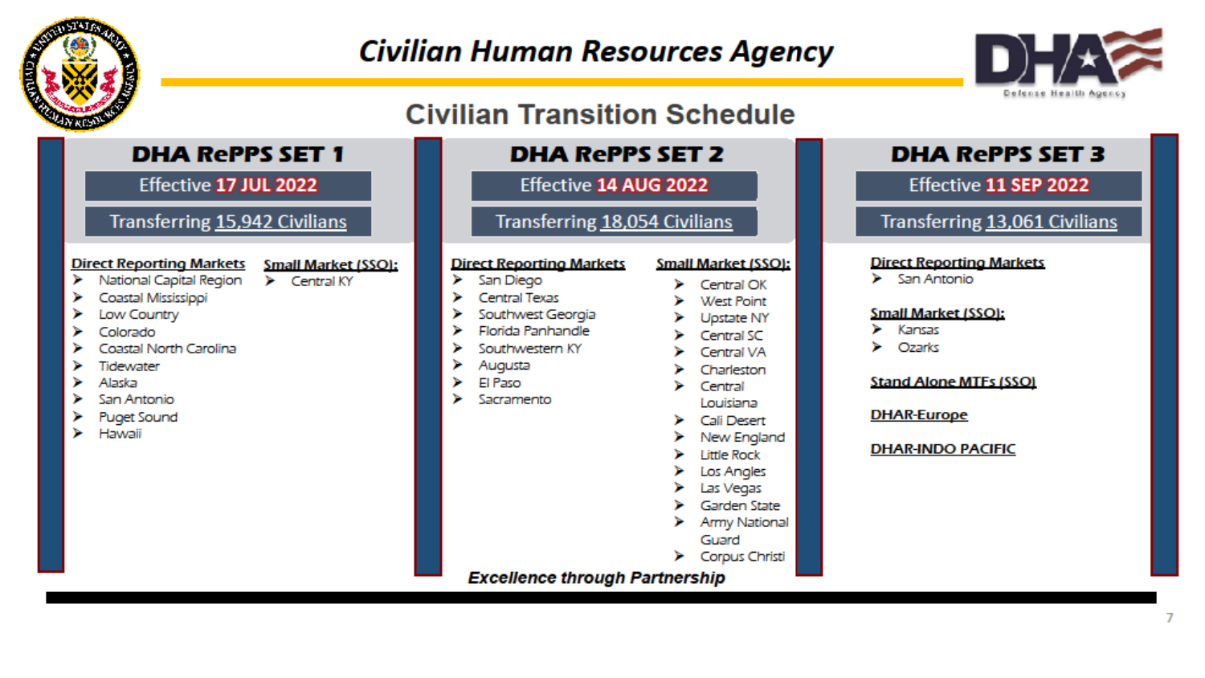# Civilian Human Resources Agency

## Civilian Transition Schedule

### DHA RePPS SET 1

Effective **17 JUL 2022**

Transferring 15,942 Civilians

**Direct Reporting Markets**

- National Capital Region
- Coastal Mississippi
- Low Country
- Colorado
- Coastal North Carolina
- Tidewater
- Alaska
- San Antonio
- Puget Sound
- Hawaii

**Small Market (SSO):**

- Central KY

### DHA RePPS SET 2

Effective **14 AUG 2022**

Transferring 18,054 Civilians

**Direct Reporting Markets**

- San Diego
- Central Texas
- Southwest Georgia
- Florida Panhandle
- Southwestern KY
- Augusta
- El Paso
- Sacramento

**Small Market (SSO):**

- Central OK
- West Point
- Upstate NY
- Central SC
- Central VA
- Charleston
- Central Louisiana
- Cali Desert
- New England
- Little Rock
- Los Angles
- Las Vegas
- Garden State
- Army National Guard
- Corpus Christi

### DHA RePPS SET 3

Effective **11 SEP 2022**

Transferring 13,061 Civilians

**Direct Reporting Markets**

- San Antonio

**Small Market (SSO):**

- Kansas
- Ozarks

**Stand Alone MTFs (SSO)**

**DHAR-Europe**

**DHAR-INDO PACIFIC**

*Excellence through Partnership*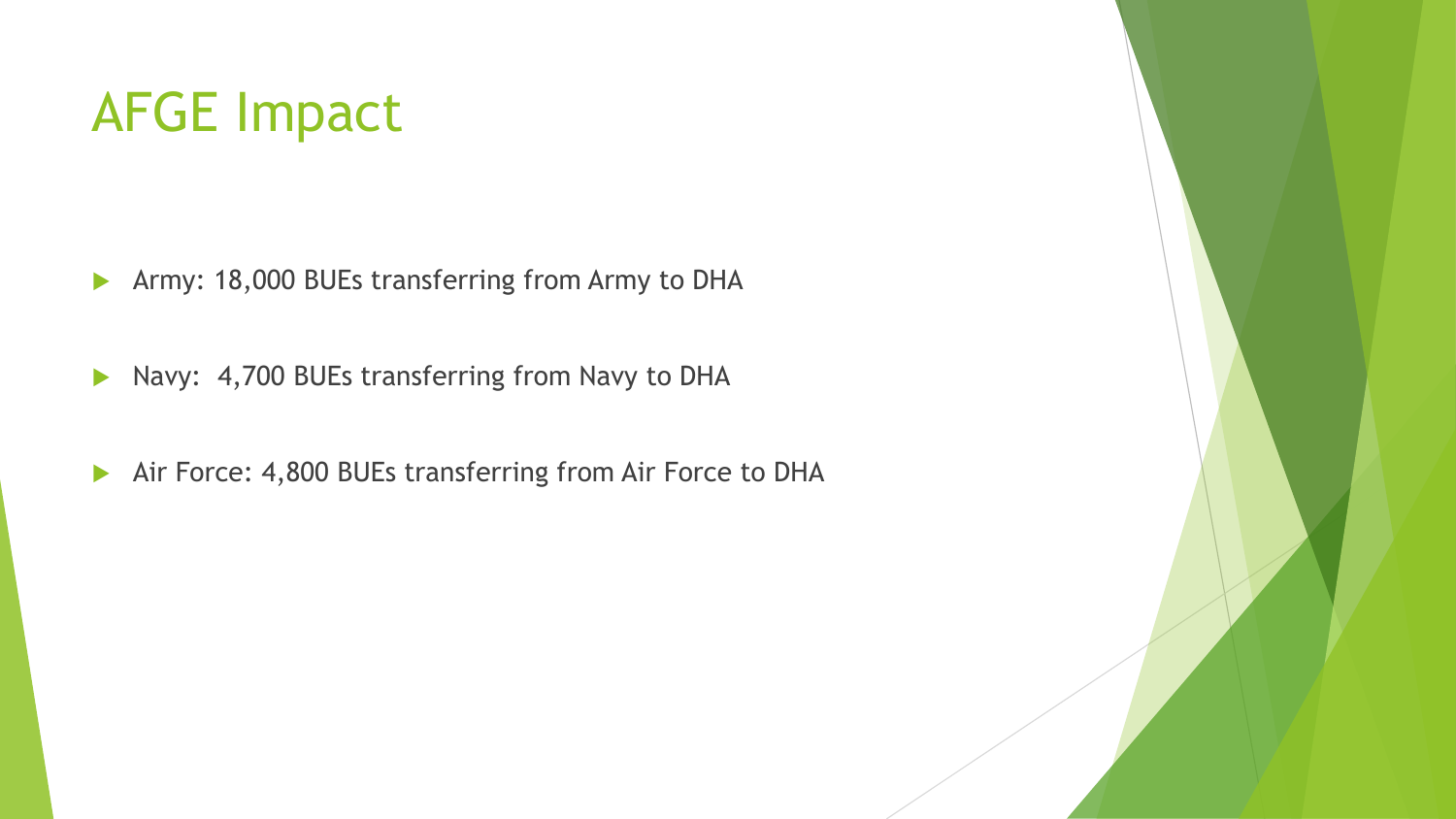# AFGE Impact

- Army: 18,000 BUEs transferring from Army to DHA
- Navy:  4,700 BUEs transferring from Navy to DHA
- Air Force: 4,800 BUEs transferring from Air Force to DHA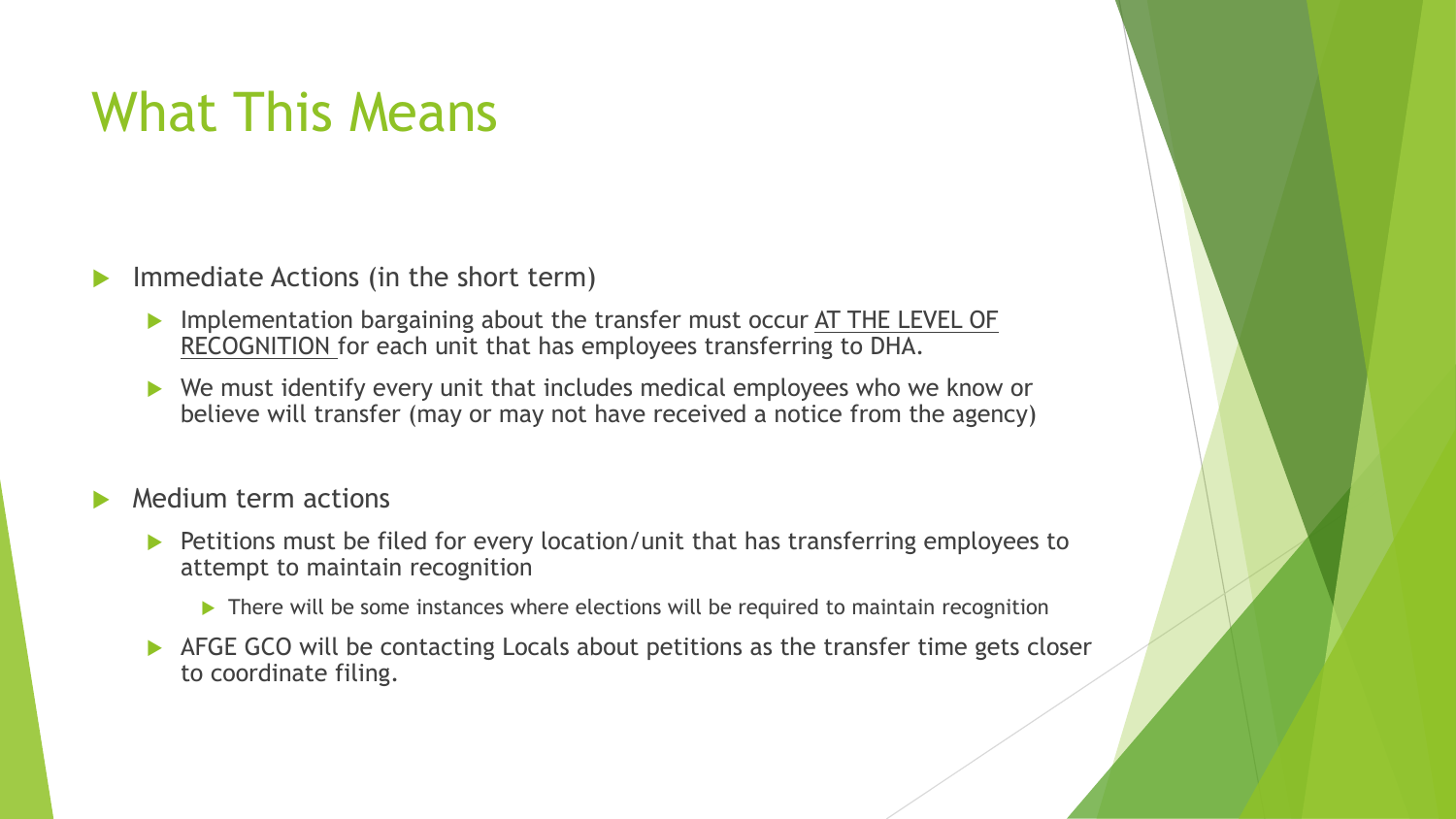# What This Means

- Immediate Actions (in the short term)
  - Implementation bargaining about the transfer must occur <u>AT THE LEVEL OF RECOGNITION</u> for each unit that has employees transferring to DHA.
  - We must identify every unit that includes medical employees who we know or believe will transfer (may or may not have received a notice from the agency)
- Medium term actions
  - Petitions must be filed for every location/unit that has transferring employees to attempt to maintain recognition
    - There will be some instances where elections will be required to maintain recognition
  - AFGE GCO will be contacting Locals about petitions as the transfer time gets closer to coordinate filing.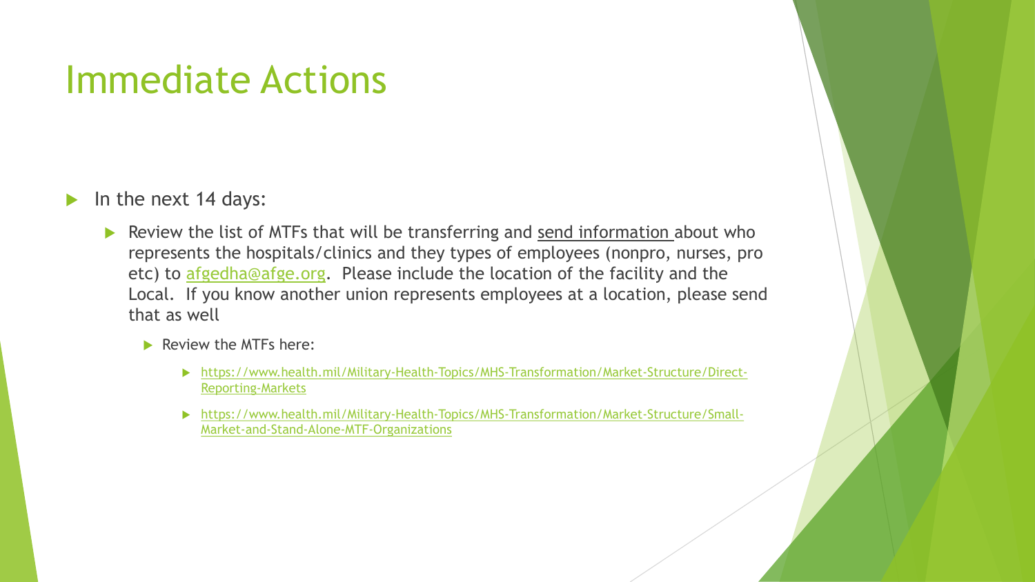# Immediate Actions

- In the next 14 days:
  - Review the list of MTFs that will be transferring and send information about who represents the hospitals/clinics and they types of employees (nonpro, nurses, pro etc) to afgedha@afge.org. Please include the location of the facility and the Local. If you know another union represents employees at a location, please send that as well
    - Review the MTFs here:
      - https://www.health.mil/Military-Health-Topics/MHS-Transformation/Market-Structure/Direct-Reporting-Markets
      - https://www.health.mil/Military-Health-Topics/MHS-Transformation/Market-Structure/Small-Market-and-Stand-Alone-MTF-Organizations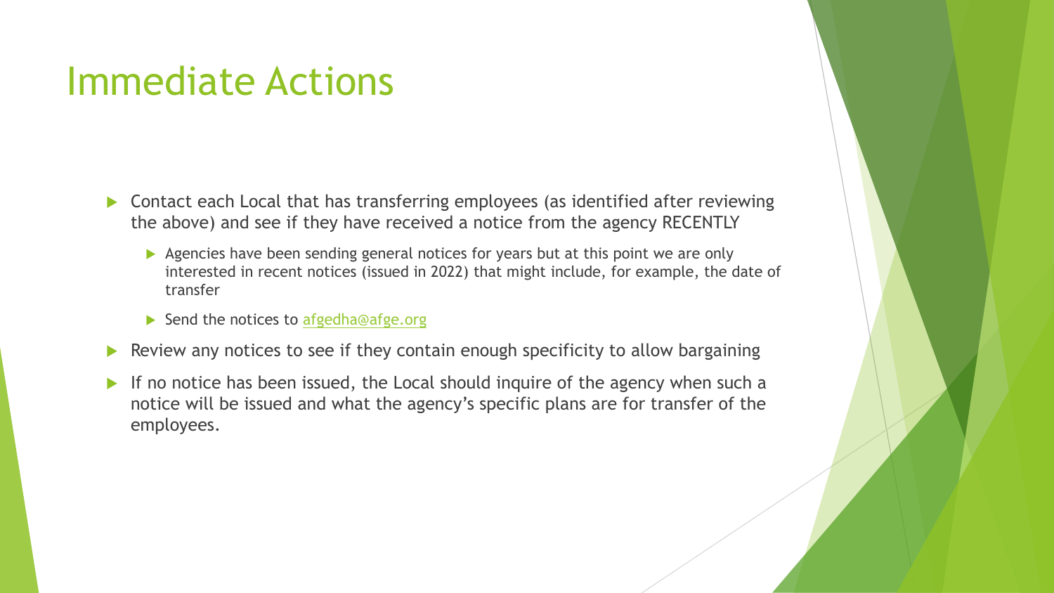# Immediate Actions

- Contact each Local that has transferring employees (as identified after reviewing the above) and see if they have received a notice from the agency RECENTLY
  - Agencies have been sending general notices for years but at this point we are only interested in recent notices (issued in 2022) that might include, for example, the date of transfer
  - Send the notices to afgedha@afge.org
- Review any notices to see if they contain enough specificity to allow bargaining
- If no notice has been issued, the Local should inquire of the agency when such a notice will be issued and what the agency's specific plans are for transfer of the employees.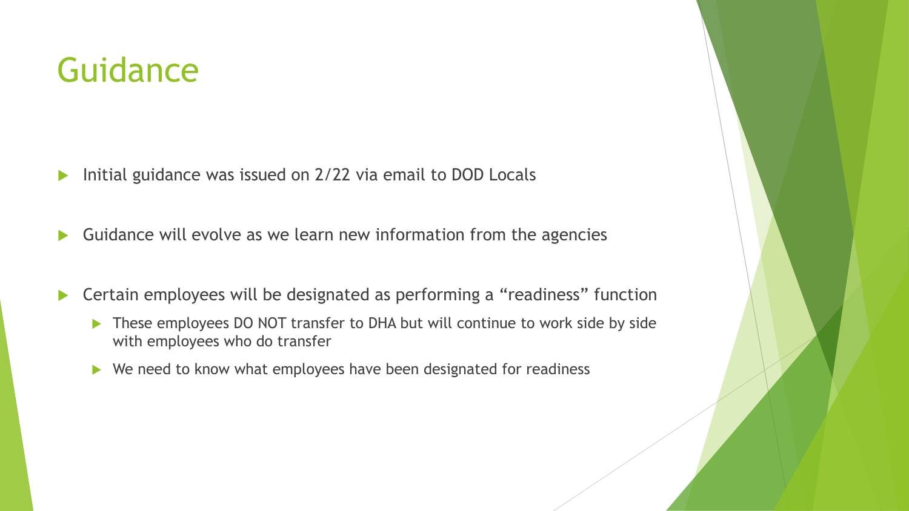# Guidance

- Initial guidance was issued on 2/22 via email to DOD Locals
- Guidance will evolve as we learn new information from the agencies
- Certain employees will be designated as performing a "readiness" function
  - These employees DO NOT transfer to DHA but will continue to work side by side with employees who do transfer
  - We need to know what employees have been designated for readiness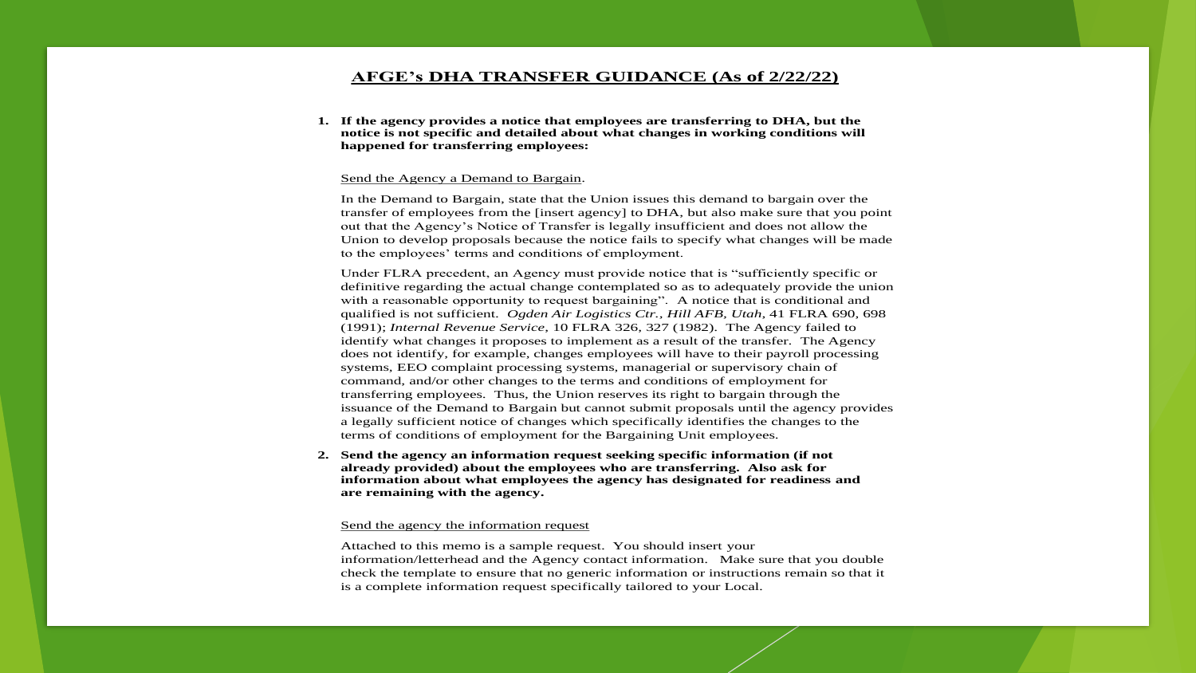# AFGE's DHA TRANSFER GUIDANCE (As of 2/22/22)

1. **If the agency provides a notice that employees are transferring to DHA, but the notice is not specific and detailed about what changes in working conditions will happened for transferring employees:**

   Send the Agency a Demand to Bargain.

   In the Demand to Bargain, state that the Union issues this demand to bargain over the transfer of employees from the [insert agency] to DHA, but also make sure that you point out that the Agency's Notice of Transfer is legally insufficient and does not allow the Union to develop proposals because the notice fails to specify what changes will be made to the employees' terms and conditions of employment.

   Under FLRA precedent, an Agency must provide notice that is "sufficiently specific or definitive regarding the actual change contemplated so as to adequately provide the union with a reasonable opportunity to request bargaining". A notice that is conditional and qualified is not sufficient. *Ogden Air Logistics Ctr., Hill AFB, Utah*, 41 FLRA 690, 698 (1991); *Internal Revenue Service*, 10 FLRA 326, 327 (1982). The Agency failed to identify what changes it proposes to implement as a result of the transfer. The Agency does not identify, for example, changes employees will have to their payroll processing systems, EEO complaint processing systems, managerial or supervisory chain of command, and/or other changes to the terms and conditions of employment for transferring employees. Thus, the Union reserves its right to bargain through the issuance of the Demand to Bargain but cannot submit proposals until the agency provides a legally sufficient notice of changes which specifically identifies the changes to the terms of conditions of employment for the Bargaining Unit employees.

2. **Send the agency an information request seeking specific information (if not already provided) about the employees who are transferring. Also ask for information about what employees the agency has designated for readiness and are remaining with the agency.**

   Send the agency the information request

   Attached to this memo is a sample request. You should insert your information/letterhead and the Agency contact information. Make sure that you double check the template to ensure that no generic information or instructions remain so that it is a complete information request specifically tailored to your Local.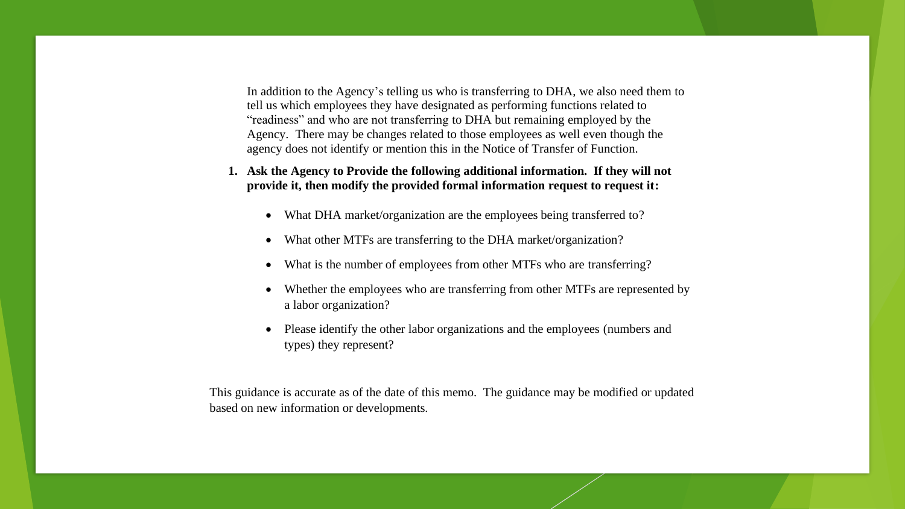In addition to the Agency's telling us who is transferring to DHA, we also need them to tell us which employees they have designated as performing functions related to "readiness" and who are not transferring to DHA but remaining employed by the Agency. There may be changes related to those employees as well even though the agency does not identify or mention this in the Notice of Transfer of Function.

1. **Ask the Agency to Provide the following additional information. If they will not provide it, then modify the provided formal information request to request it:**

    - What DHA market/organization are the employees being transferred to?
    - What other MTFs are transferring to the DHA market/organization?
    - What is the number of employees from other MTFs who are transferring?
    - Whether the employees who are transferring from other MTFs are represented by a labor organization?
    - Please identify the other labor organizations and the employees (numbers and types) they represent?

This guidance is accurate as of the date of this memo. The guidance may be modified or updated based on new information or developments.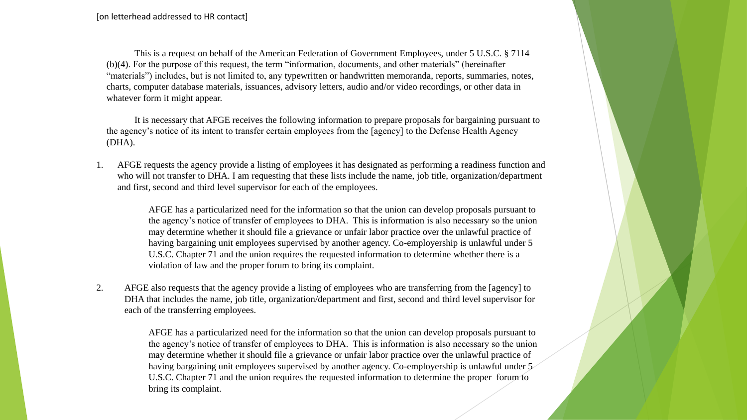[on letterhead addressed to HR contact]

This is a request on behalf of the American Federation of Government Employees, under 5 U.S.C. § 7114 (b)(4). For the purpose of this request, the term "information, documents, and other materials" (hereinafter "materials") includes, but is not limited to, any typewritten or handwritten memoranda, reports, summaries, notes, charts, computer database materials, issuances, advisory letters, audio and/or video recordings, or other data in whatever form it might appear.

It is necessary that AFGE receives the following information to prepare proposals for bargaining pursuant to the agency's notice of its intent to transfer certain employees from the [agency] to the Defense Health Agency (DHA).

1. AFGE requests the agency provide a listing of employees it has designated as performing a readiness function and who will not transfer to DHA. I am requesting that these lists include the name, job title, organization/department and first, second and third level supervisor for each of the employees.

   AFGE has a particularized need for the information so that the union can develop proposals pursuant to the agency's notice of transfer of employees to DHA. This is information is also necessary so the union may determine whether it should file a grievance or unfair labor practice over the unlawful practice of having bargaining unit employees supervised by another agency. Co-employership is unlawful under 5 U.S.C. Chapter 71 and the union requires the requested information to determine whether there is a violation of law and the proper forum to bring its complaint.

2. AFGE also requests that the agency provide a listing of employees who are transferring from the [agency] to DHA that includes the name, job title, organization/department and first, second and third level supervisor for each of the transferring employees.

   AFGE has a particularized need for the information so that the union can develop proposals pursuant to the agency's notice of transfer of employees to DHA. This is information is also necessary so the union may determine whether it should file a grievance or unfair labor practice over the unlawful practice of having bargaining unit employees supervised by another agency. Co-employership is unlawful under 5 U.S.C. Chapter 71 and the union requires the requested information to determine the proper forum to bring its complaint.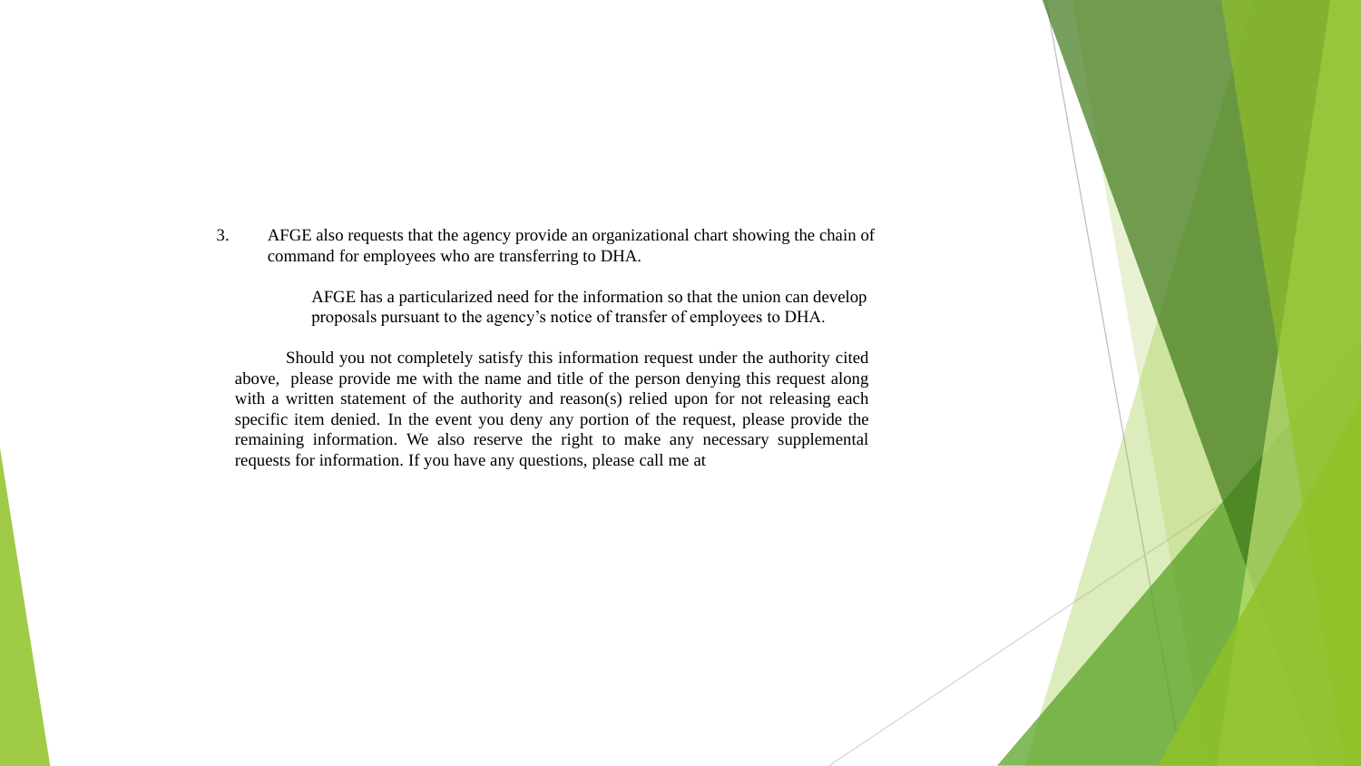3. AFGE also requests that the agency provide an organizational chart showing the chain of command for employees who are transferring to DHA.

   AFGE has a particularized need for the information so that the union can develop proposals pursuant to the agency's notice of transfer of employees to DHA.

Should you not completely satisfy this information request under the authority cited above, please provide me with the name and title of the person denying this request along with a written statement of the authority and reason(s) relied upon for not releasing each specific item denied. In the event you deny any portion of the request, please provide the remaining information. We also reserve the right to make any necessary supplemental requests for information. If you have any questions, please call me at